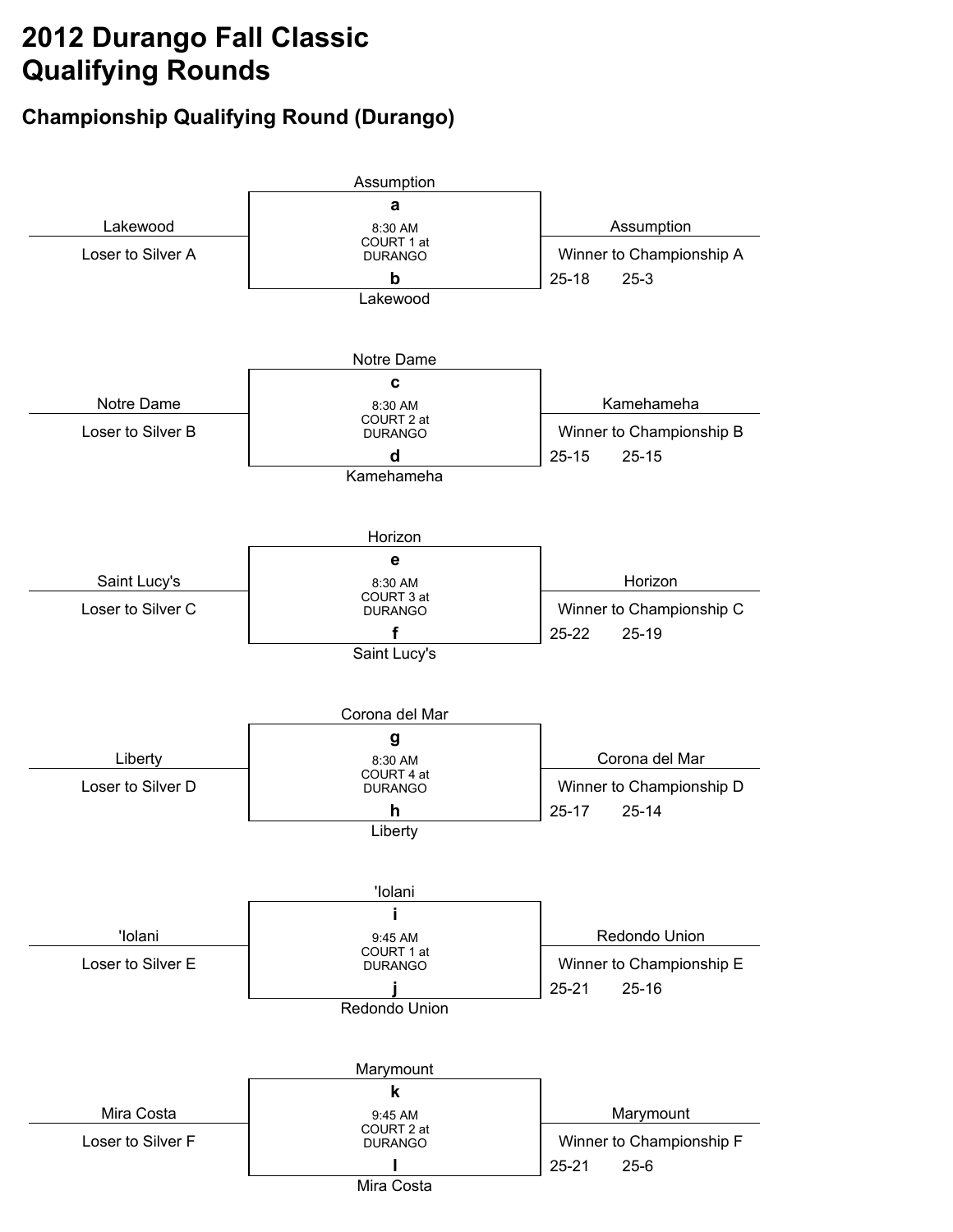# 2012 Durango Fall Classic
# Qualifying Rounds

## Championship Qualifying Round (Durango)

Assumption

**a**

Lakewood — 8:30 AM COURT 1 at DURANGO — Assumption

Loser to Silver A — Winner to Championship A

**b**

25-18 25-3

Lakewood

Notre Dame

**c**

Notre Dame — 8:30 AM COURT 2 at DURANGO — Kamehameha

Loser to Silver B — Winner to Championship B

**d**

25-15 25-15

Kamehameha

Horizon

**e**

Saint Lucy's — 8:30 AM COURT 3 at DURANGO — Horizon

Loser to Silver C — Winner to Championship C

**f**

25-22 25-19

Saint Lucy's

Corona del Mar

**g**

Liberty — 8:30 AM COURT 4 at DURANGO — Corona del Mar

Loser to Silver D — Winner to Championship D

**h**

25-17 25-14

Liberty

'Iolani

**i**

'Iolani — 9:45 AM COURT 1 at DURANGO — Redondo Union

Loser to Silver E — Winner to Championship E

**j**

25-21 25-16

Redondo Union

Marymount

**k**

Mira Costa — 9:45 AM COURT 2 at DURANGO — Marymount

Loser to Silver F — Winner to Championship F

**l**

25-21 25-6

Mira Costa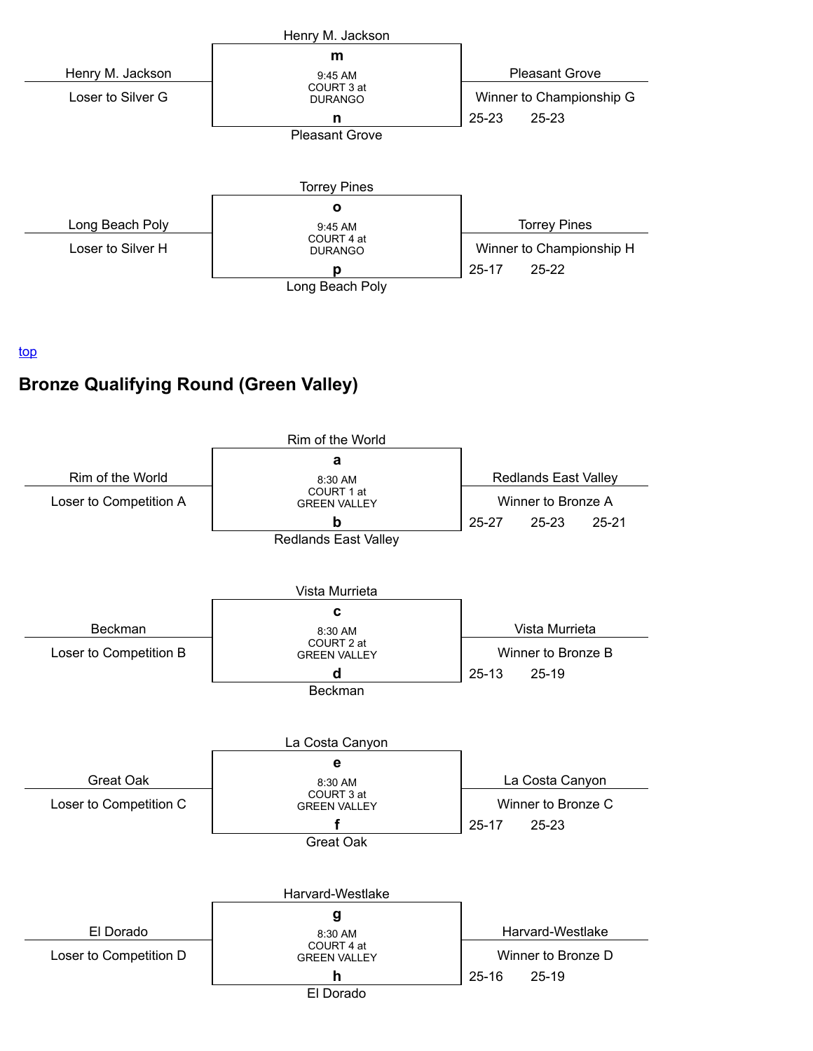| Loser | Match | Winner |
| --- | --- | --- |
| Henry M. Jackson<br>Loser to Silver G | Henry M. Jackson<br>**m**<br>9:45 AM<br>COURT 3 at<br>DURANGO<br>**n**<br>Pleasant Grove | Pleasant Grove<br>Winner to Championship G<br>25-23 25-23 |
| Long Beach Poly<br>Loser to Silver H | Torrey Pines<br>**o**<br>9:45 AM<br>COURT 4 at<br>DURANGO<br>**p**<br>Long Beach Poly | Torrey Pines<br>Winner to Championship H<br>25-17 25-22 |

top

## Bronze Qualifying Round (Green Valley)

| Loser | Match | Winner |
| --- | --- | --- |
| Rim of the World<br>Loser to Competition A | Rim of the World<br>**a**<br>8:30 AM<br>COURT 1 at<br>GREEN VALLEY<br>**b**<br>Redlands East Valley | Redlands East Valley<br>Winner to Bronze A<br>25-27 25-23 25-21 |
| Beckman<br>Loser to Competition B | Vista Murrieta<br>**c**<br>8:30 AM<br>COURT 2 at<br>GREEN VALLEY<br>**d**<br>Beckman | Vista Murrieta<br>Winner to Bronze B<br>25-13 25-19 |
| Great Oak<br>Loser to Competition C | La Costa Canyon<br>**e**<br>8:30 AM<br>COURT 3 at<br>GREEN VALLEY<br>**f**<br>Great Oak | La Costa Canyon<br>Winner to Bronze C<br>25-17 25-23 |
| El Dorado<br>Loser to Competition D | Harvard-Westlake<br>**g**<br>8:30 AM<br>COURT 4 at<br>GREEN VALLEY<br>**h**<br>El Dorado | Harvard-Westlake<br>Winner to Bronze D<br>25-16 25-19 |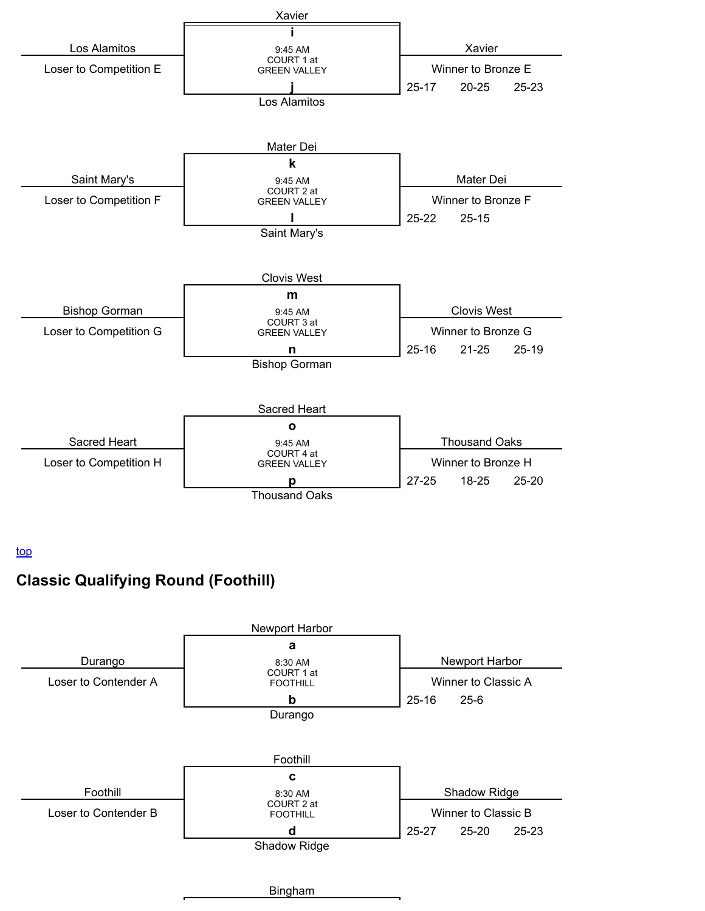**Match i/j** — 9:45 AM, COURT 1 at GREEN VALLEY

- Xavier (i) vs Los Alamitos (j)
- Loser to Competition E: Los Alamitos
- Winner to Bronze E: Xavier
- Scores: 25-17, 20-25, 25-23

**Match k/l** — 9:45 AM, COURT 2 at GREEN VALLEY

- Mater Dei (k) vs Saint Mary's (l)
- Loser to Competition F: Saint Mary's
- Winner to Bronze F: Mater Dei
- Scores: 25-22, 25-15

**Match m/n** — 9:45 AM, COURT 3 at GREEN VALLEY

- Clovis West (m) vs Bishop Gorman (n)
- Loser to Competition G: Bishop Gorman
- Winner to Bronze G: Clovis West
- Scores: 25-16, 21-25, 25-19

**Match o/p** — 9:45 AM, COURT 4 at GREEN VALLEY

- Sacred Heart (o) vs Thousand Oaks (p)
- Loser to Competition H: Sacred Heart
- Winner to Bronze H: Thousand Oaks
- Scores: 27-25, 18-25, 25-20

top

## Classic Qualifying Round (Foothill)

**Match a/b** — 8:30 AM, COURT 1 at FOOTHILL

- Newport Harbor (a) vs Durango (b)
- Loser to Contender A: Durango
- Winner to Classic A: Newport Harbor
- Scores: 25-16, 25-6

**Match c/d** — 8:30 AM, COURT 2 at FOOTHILL

- Foothill (c) vs Shadow Ridge (d)
- Loser to Contender B: Foothill
- Winner to Classic B: Shadow Ridge
- Scores: 25-27, 25-20, 25-23

Bingham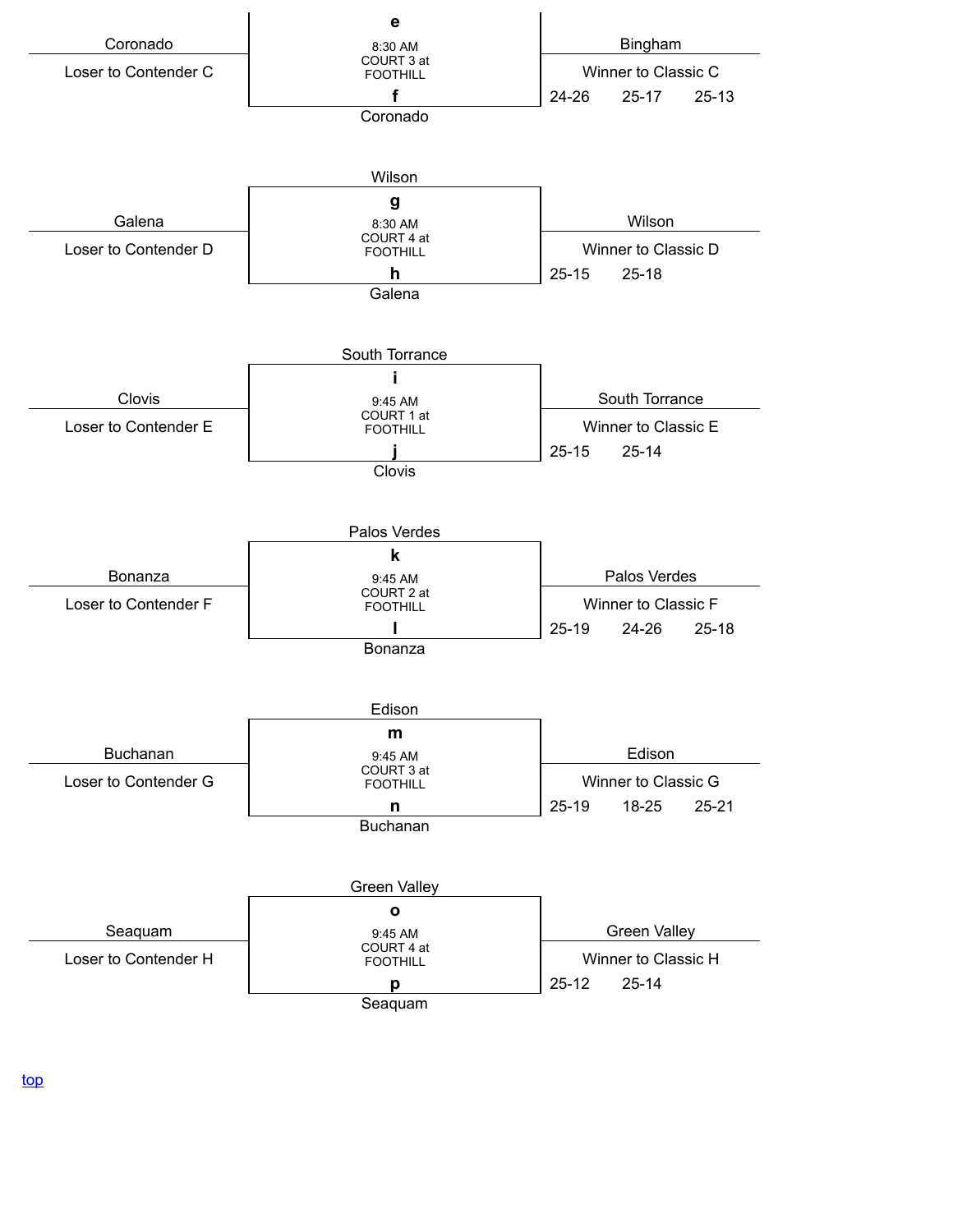| Match | Time / Location | Team (top) | Team (bottom) | Loser | Winner | Scores |
| --- | --- | --- | --- | --- | --- | --- |
| e / f | 8:30 AM COURT 3 at FOOTHILL | | Coronado | Coronado — Loser to Contender C | Bingham — Winner to Classic C | 24-26 25-17 25-13 |
| g / h | 8:30 AM COURT 4 at FOOTHILL | Wilson | Galena | Galena — Loser to Contender D | Wilson — Winner to Classic D | 25-15 25-18 |
| i / j | 9:45 AM COURT 1 at FOOTHILL | South Torrance | Clovis | Clovis — Loser to Contender E | South Torrance — Winner to Classic E | 25-15 25-14 |
| k / l | 9:45 AM COURT 2 at FOOTHILL | Palos Verdes | Bonanza | Bonanza — Loser to Contender F | Palos Verdes — Winner to Classic F | 25-19 24-26 25-18 |
| m / n | 9:45 AM COURT 3 at FOOTHILL | Edison | Buchanan | Buchanan — Loser to Contender G | Edison — Winner to Classic G | 25-19 18-25 25-21 |
| o / p | 9:45 AM COURT 4 at FOOTHILL | Green Valley | Seaquam | Seaquam — Loser to Contender H | Green Valley — Winner to Classic H | 25-12 25-14 |

top